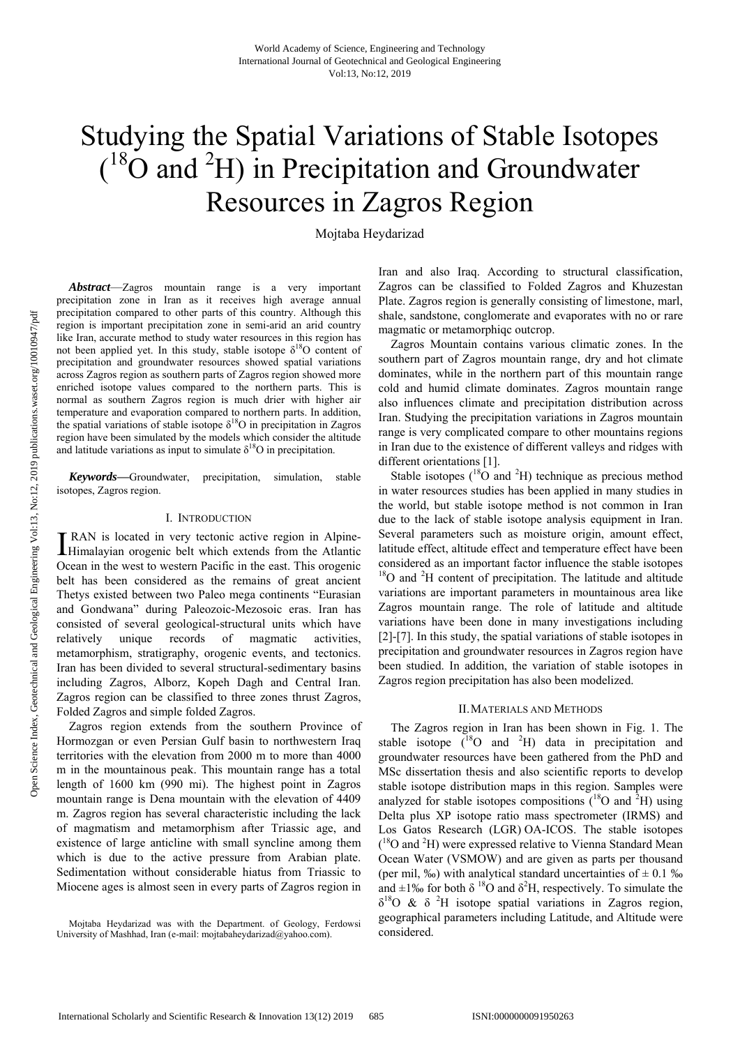# Studying the Spatial Variations of Stable Isotopes ($^{18}$O and $^{2}$H) in Precipitation and Groundwater Resources in Zagros Region

Mojtaba Heydarizad

***Abstract*****—**Zagros mountain range is a very important precipitation zone in Iran as it receives high average annual precipitation compared to other parts of this country. Although this region is important precipitation zone in semi-arid an arid country like Iran, accurate method to study water resources in this region has not been applied yet. In this study, stable isotope $\delta^{18}$O content of precipitation and groundwater resources showed spatial variations across Zagros region as southern parts of Zagros region showed more enriched isotope values compared to the northern parts. This is normal as southern Zagros region is much drier with higher air temperature and evaporation compared to northern parts. In addition, the spatial variations of stable isotope $\delta^{18}$O in precipitation in Zagros region have been simulated by the models which consider the altitude and latitude variations as input to simulate $\delta^{18}$O in precipitation.

***Keywords*****—**Groundwater, precipitation, simulation, stable isotopes, Zagros region.

## I. Introduction

IRAN is located in very tectonic active region in Alpine-Himalayian orogenic belt which extends from the Atlantic Ocean in the west to western Pacific in the east. This orogenic belt has been considered as the remains of great ancient Thetys existed between two Paleo mega continents "Eurasian and Gondwana" during Paleozoic-Mezosoic eras. Iran has consisted of several geological-structural units which have relatively unique records of magmatic activities, metamorphism, stratigraphy, orogenic events, and tectonics. Iran has been divided to several structural-sedimentary basins including Zagros, Alborz, Kopeh Dagh and Central Iran. Zagros region can be classified to three zones thrust Zagros, Folded Zagros and simple folded Zagros.

Zagros region extends from the southern Province of Hormozgan or even Persian Gulf basin to northwestern Iraq territories with the elevation from 2000 m to more than 4000 m in the mountainous peak. This mountain range has a total length of 1600 km (990 mi). The highest point in Zagros mountain range is Dena mountain with the elevation of 4409 m. Zagros region has several characteristic including the lack of magmatism and metamorphism after Triassic age, and existence of large anticline with small syncline among them which is due to the active pressure from Arabian plate. Sedimentation without considerable hiatus from Triassic to Miocene ages is almost seen in every parts of Zagros region in Iran and also Iraq. According to structural classification, Zagros can be classified to Folded Zagros and Khuzestan Plate. Zagros region is generally consisting of limestone, marl, shale, sandstone, conglomerate and evaporates with no or rare magmatic or metamorphiqc outcrop.

Zagros Mountain contains various climatic zones. In the southern part of Zagros mountain range, dry and hot climate dominates, while in the northern part of this mountain range cold and humid climate dominates. Zagros mountain range also influences climate and precipitation distribution across Iran. Studying the precipitation variations in Zagros mountain range is very complicated compare to other mountains regions in Iran due to the existence of different valleys and ridges with different orientations [1].

Stable isotopes ($^{18}$O and $^{2}$H) technique as precious method in water resources studies has been applied in many studies in the world, but stable isotope method is not common in Iran due to the lack of stable isotope analysis equipment in Iran. Several parameters such as moisture origin, amount effect, latitude effect, altitude effect and temperature effect have been considered as an important factor influence the stable isotopes $^{18}$O and $^{2}$H content of precipitation. The latitude and altitude variations are important parameters in mountainous area like Zagros mountain range. The role of latitude and altitude variations have been done in many investigations including [2]-[7]. In this study, the spatial variations of stable isotopes in precipitation and groundwater resources in Zagros region have been studied. In addition, the variation of stable isotopes in Zagros region precipitation has also been modelized.

## II. Materials and Methods

The Zagros region in Iran has been shown in Fig. 1. The stable isotope ($^{18}$O and $^{2}$H) data in precipitation and groundwater resources have been gathered from the PhD and MSc dissertation thesis and also scientific reports to develop stable isotope distribution maps in this region. Samples were analyzed for stable isotopes compositions ($^{18}$O and $^{2}$H) using Delta plus XP isotope ratio mass spectrometer (IRMS) and Los Gatos Research (LGR) OA-ICOS. The stable isotopes ($^{18}$O and $^{2}$H) were expressed relative to Vienna Standard Mean Ocean Water (VSMOW) and are given as parts per thousand (per mil, ‰) with analytical standard uncertainties of ± 0.1 ‰ and ±1‰ for both $\delta^{18}$O and $\delta^{2}$H, respectively. To simulate the $\delta^{18}$O & $\delta^{2}$H isotope spatial variations in Zagros region, geographical parameters including Latitude, and Altitude were considered.

Mojtaba Heydarizad was with the Department. of Geology, Ferdowsi University of Mashhad, Iran (e-mail: mojtabaheydarizad@yahoo.com).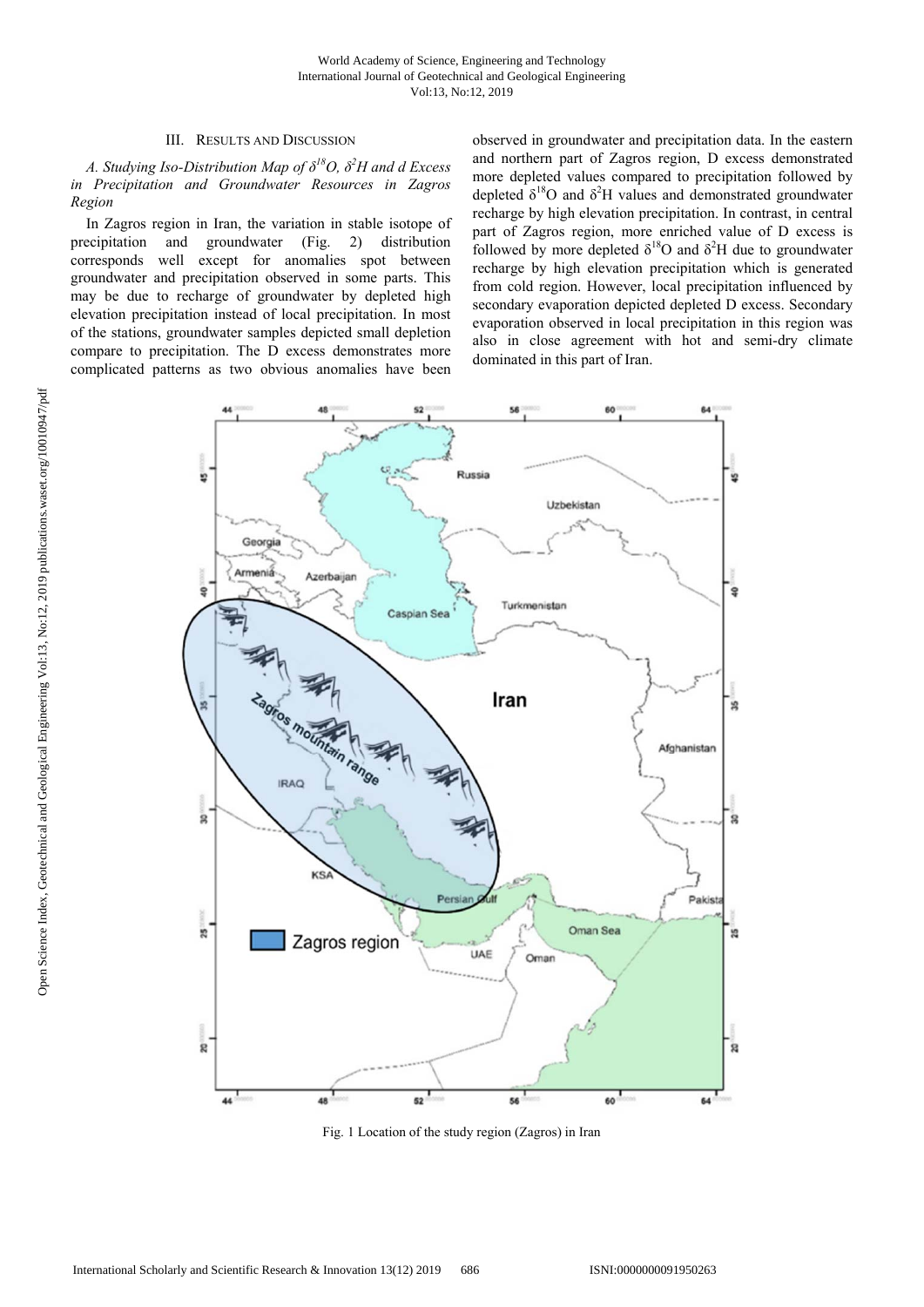## III. Results and Discussion

### *A. Studying Iso-Distribution Map of $\delta^{18}O$, $\delta^{2}H$ and d Excess in Precipitation and Groundwater Resources in Zagros Region*

In Zagros region in Iran, the variation in stable isotope of precipitation and groundwater (Fig. 2) distribution corresponds well except for anomalies spot between groundwater and precipitation observed in some parts. This may be due to recharge of groundwater by depleted high elevation precipitation instead of local precipitation. In most of the stations, groundwater samples depicted small depletion compare to precipitation. The D excess demonstrates more complicated patterns as two obvious anomalies have been observed in groundwater and precipitation data. In the eastern and northern part of Zagros region, D excess demonstrated more depleted values compared to precipitation followed by depleted $\delta^{18}O$ and $\delta^{2}H$ values and demonstrated groundwater recharge by high elevation precipitation. In contrast, in central part of Zagros region, more enriched value of D excess is followed by more depleted $\delta^{18}O$ and $\delta^{2}H$ due to groundwater recharge by high elevation precipitation which is generated from cold region. However, local precipitation influenced by secondary evaporation depicted depleted D excess. Secondary evaporation observed in local precipitation in this region was also in close agreement with hot and semi-dry climate dominated in this part of Iran.

Fig. 1 Location of the study region (Zagros) in Iran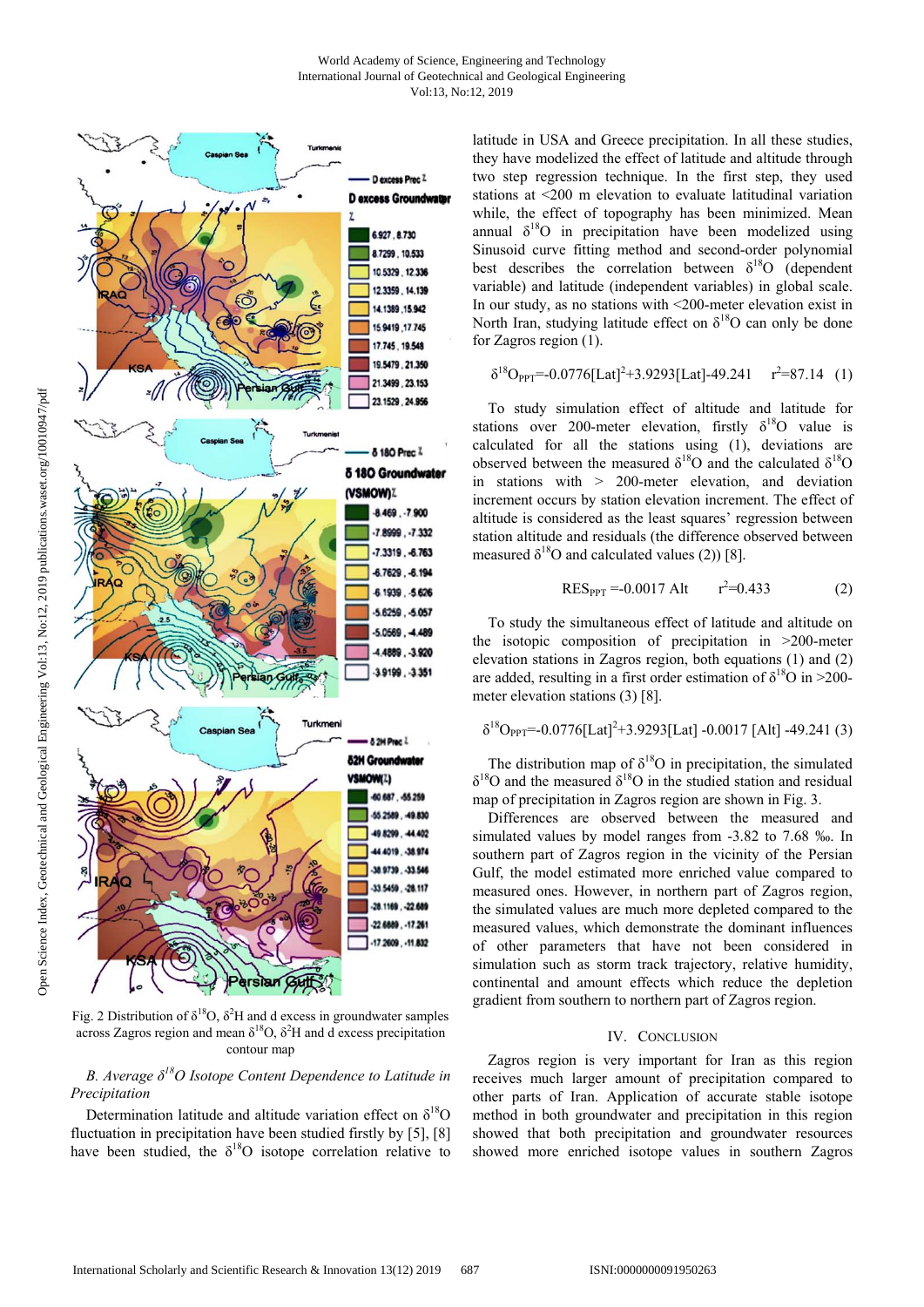Fig. 2 Distribution of $\delta^{18}O$, $\delta^{2}H$ and d excess in groundwater samples across Zagros region and mean $\delta^{18}O$, $\delta^{2}H$ and d excess precipitation contour map

### *B. Average $\delta^{18}O$ Isotope Content Dependence to Latitude in Precipitation*

Determination latitude and altitude variation effect on $\delta^{18}O$ fluctuation in precipitation have been studied firstly by [5], [8] have been studied, the $\delta^{18}O$ isotope correlation relative to latitude in USA and Greece precipitation. In all these studies, they have modelized the effect of latitude and altitude through two step regression technique. In the first step, they used stations at <200 m elevation to evaluate latitudinal variation while, the effect of topography has been minimized. Mean annual $\delta^{18}O$ in precipitation have been modelized using Sinusoid curve fitting method and second-order polynomial best describes the correlation between $\delta^{18}O$ (dependent variable) and latitude (independent variables) in global scale. In our study, as no stations with <200-meter elevation exist in North Iran, studying latitude effect on $\delta^{18}O$ can only be done for Zagros region (1).

$$\delta^{18}O_{PPT}=-0.0776[Lat]^2+3.9293[Lat]-49.241 \quad r^2=87.14 \quad (1)$$

To study simulation effect of altitude and latitude for stations over 200-meter elevation, firstly $\delta^{18}O$ value is calculated for all the stations using (1), deviations are observed between the measured $\delta^{18}O$ and the calculated $\delta^{18}O$ in stations with > 200-meter elevation, and deviation increment occurs by station elevation increment. The effect of altitude is considered as the least squares' regression between station altitude and residuals (the difference observed between measured $\delta^{18}O$ and calculated values (2)) [8].

$$RES_{PPT}=-0.0017\ Alt \quad r^2=0.433 \quad (2)$$

To study the simultaneous effect of latitude and altitude on the isotopic composition of precipitation in >200-meter elevation stations in Zagros region, both equations (1) and (2) are added, resulting in a first order estimation of $\delta^{18}O$ in >200-meter elevation stations (3) [8].

$$\delta^{18}O_{PPT}=-0.0776[Lat]^2+3.9293[Lat]-0.0017[Alt]-49.241 \quad (3)$$

The distribution map of $\delta^{18}O$ in precipitation, the simulated $\delta^{18}O$ and the measured $\delta^{18}O$ in the studied station and residual map of precipitation in Zagros region are shown in Fig. 3.

Differences are observed between the measured and simulated values by model ranges from -3.82 to 7.68 ‰. In southern part of Zagros region in the vicinity of the Persian Gulf, the model estimated more enriched value compared to measured ones. However, in northern part of Zagros region, the simulated values are much more depleted compared to the measured values, which demonstrate the dominant influences of other parameters that have not been considered in simulation such as storm track trajectory, relative humidity, continental and amount effects which reduce the depletion gradient from southern to northern part of Zagros region.

## IV. Conclusion

Zagros region is very important for Iran as this region receives much larger amount of precipitation compared to other parts of Iran. Application of accurate stable isotope method in both groundwater and precipitation in this region showed that both precipitation and groundwater resources showed more enriched isotope values in southern Zagros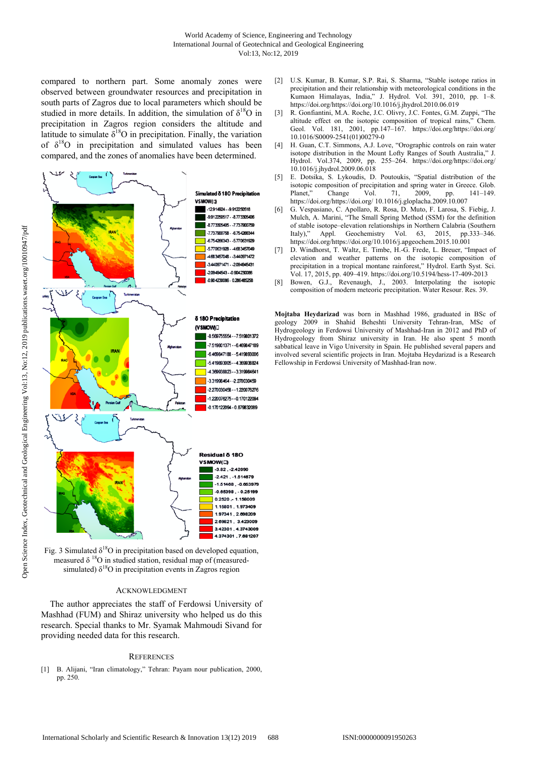compared to northern part. Some anomaly zones were observed between groundwater resources and precipitation in south parts of Zagros due to local parameters which should be studied in more details. In addition, the simulation of $\delta^{18}O$ in precipitation in Zagros region considers the altitude and latitude to simulate $\delta^{18}O$ in precipitation. Finally, the variation of $\delta^{18}O$ in precipitation and simulated values has been compared, and the zones of anomalies have been determined.

Fig. 3 Simulated $\delta^{18}O$ in precipitation based on developed equation, measured $\delta$ $^{18}O$ in studied station, residual map of (measured-simulated) $\delta^{18}O$ in precipitation events in Zagros region

## ACKNOWLEDGMENT

The author appreciates the staff of Ferdowsi University of Mashhad (FUM) and Shiraz university who helped us do this research. Special thanks to Mr. Syamak Mahmoudi Sivand for providing needed data for this research.

## REFERENCES

[1] B. Alijani, "Iran climatology," Tehran: Payam nour publication, 2000, pp. 250.

[2] U.S. Kumar, B. Kumar, S.P. Rai, S. Sharma, "Stable isotope ratios in precipitation and their relationship with meteorological conditions in the Kumaon Himalayas, India," J. Hydrol. Vol. 391, 2010, pp. 1–8. https://doi.org/https://doi.org/10.1016/j.jhydrol.2010.06.019

[3] R. Gonfiantini, M.A. Roche, J.C. Olivry, J.C. Fontes, G.M. Zuppi, "The altitude effect on the isotopic composition of tropical rains," Chem. Geol. Vol. 181, 2001, pp.147–167. https://doi.org/https://doi.org/10.1016/S0009-2541(01)00279-0

[4] H. Guan, C.T. Simmons, A.J. Love, "Orographic controls on rain water isotope distribution in the Mount Lofty Ranges of South Australia," J. Hydrol. Vol.374, 2009, pp. 255–264. https://doi.org/https://doi.org/10.1016/j.jhydrol.2009.06.018

[5] E. Dotsika, S. Lykoudis, D. Poutoukis, "Spatial distribution of the isotopic composition of precipitation and spring water in Greece. Glob. Planet," Change Vol. 71, 2009, pp. 141–149. https://doi.org/https://doi.org/ 10.1016/j.gloplacha.2009.10.007

[6] G. Vespasiano, C. Apollaro, R. Rosa, D. Muto, F. Larosa, S. Fiebig, J. Mulch, A. Marini, "The Small Spring Method (SSM) for the definition of stable isotope–elevation relationships in Northern Calabria (Southern Italy)," Appl. Geochemistry Vol. 63, 2015, pp.333–346. https://doi.org/https://doi.org/10.1016/j.apgeochem.2015.10.001

[7] D. Windhorst, T. Waltz, E. Timbe, H.-G. Frede, L. Breuer, "Impact of elevation and weather patterns on the isotopic composition of precipitation in a tropical montane rainforest," Hydrol. Earth Syst. Sci. Vol. 17, 2015, pp. 409–419. https://doi.org/10.5194/hess-17-409-2013

[8] Bowen, G.J., Revenaugh, J., 2003. Interpolating the isotopic composition of modern meteoric precipitation. Water Resour. Res. 39.

**Mojtaba Heydarizad** was born in Mashhad 1986, graduated in BSc of geology 2009 in Shahid Beheshti University Tehran-Iran, MSc of Hydrogeology in Ferdowsi University of Mashhad-Iran in 2012 and PhD of Hydrogeology from Shiraz university in Iran. He also spent 5 month sabbatical leave in Vigo University in Spain. He published several papers and involved several scientific projects in Iran. Mojtaba Heydarizad is a Research Fellowship in Ferdowsi University of Mashhad-Iran now.